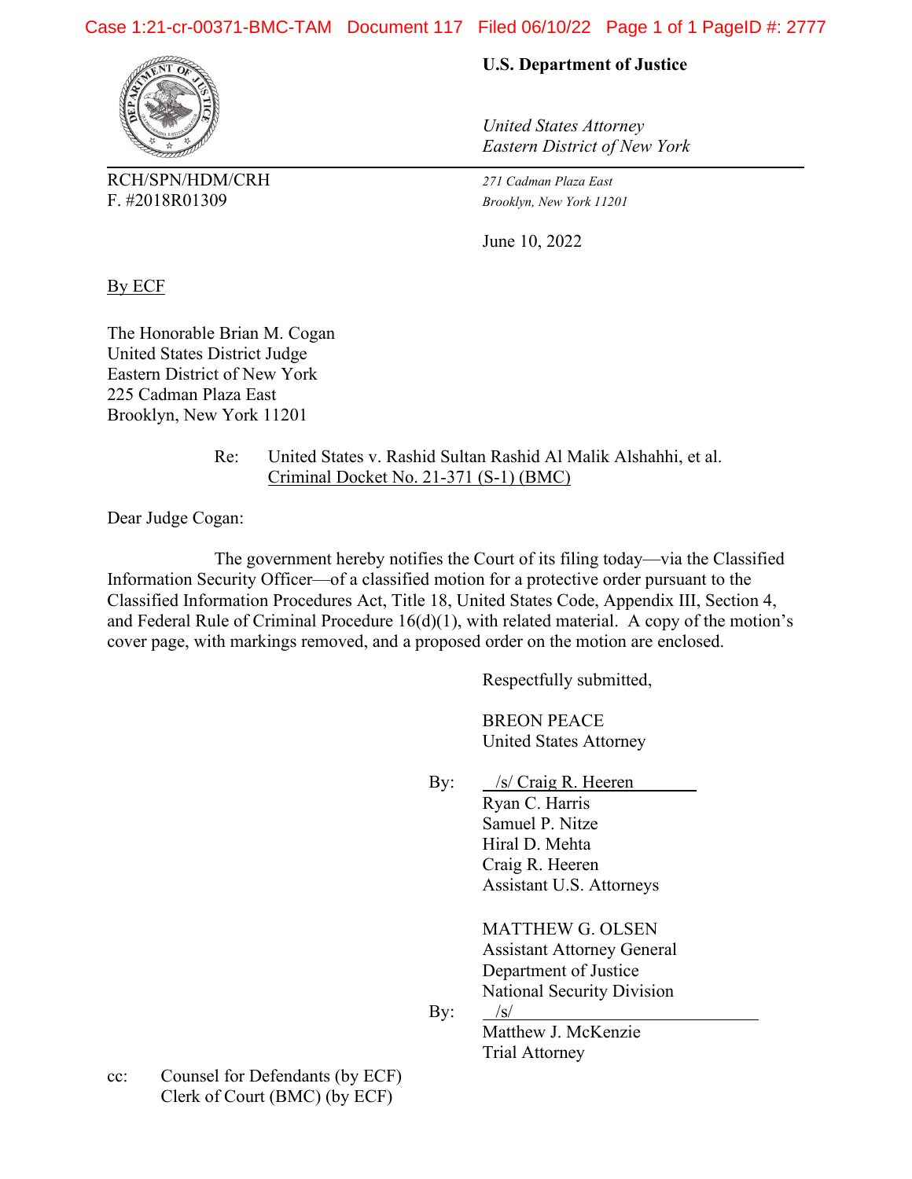**U.S. Department of Justice**

*United States Attorney*
*Eastern District of New York*

RCH/SPN/HDM/CRH
F. #2018R01309

*271 Cadman Plaza East*
*Brooklyn, New York 11201*

June 10, 2022

By ECF

The Honorable Brian M. Cogan
United States District Judge
Eastern District of New York
225 Cadman Plaza East
Brooklyn, New York 11201

Re: United States v. Rashid Sultan Rashid Al Malik Alshahhi, et al.
Criminal Docket No. 21-371 (S-1) (BMC)

Dear Judge Cogan:

The government hereby notifies the Court of its filing today—via the Classified Information Security Officer—of a classified motion for a protective order pursuant to the Classified Information Procedures Act, Title 18, United States Code, Appendix III, Section 4, and Federal Rule of Criminal Procedure 16(d)(1), with related material. A copy of the motion's cover page, with markings removed, and a proposed order on the motion are enclosed.

Respectfully submitted,

BREON PEACE
United States Attorney

By: /s/ Craig R. Heeren
Ryan C. Harris
Samuel P. Nitze
Hiral D. Mehta
Craig R. Heeren
Assistant U.S. Attorneys

MATTHEW G. OLSEN
Assistant Attorney General
Department of Justice
National Security Division

By: /s/
Matthew J. McKenzie
Trial Attorney

cc: Counsel for Defendants (by ECF)
Clerk of Court (BMC) (by ECF)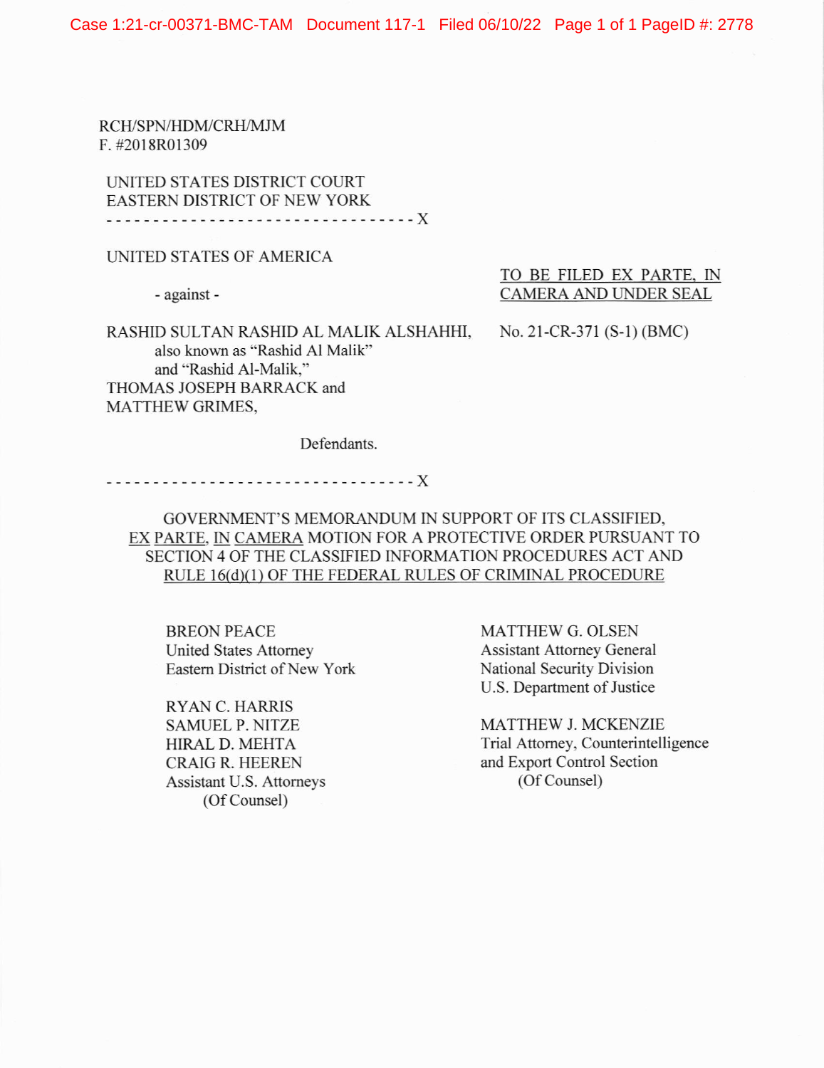RCH/SPN/HDM/CRH/MJM
F. #2018R01309

UNITED STATES DISTRICT COURT
EASTERN DISTRICT OF NEW YORK

---------------------------------X

UNITED STATES OF AMERICA

- against -

RASHID SULTAN RASHID AL MALIK ALSHAHHI,
also known as "Rashid Al Malik"
and "Rashid Al-Malik,"
THOMAS JOSEPH BARRACK and
MATTHEW GRIMES,

Defendants.

---------------------------------X

TO BE FILED EX PARTE, IN CAMERA AND UNDER SEAL

No. 21-CR-371 (S-1) (BMC)

GOVERNMENT'S MEMORANDUM IN SUPPORT OF ITS CLASSIFIED, EX PARTE, IN CAMERA MOTION FOR A PROTECTIVE ORDER PURSUANT TO SECTION 4 OF THE CLASSIFIED INFORMATION PROCEDURES ACT AND RULE 16(d)(1) OF THE FEDERAL RULES OF CRIMINAL PROCEDURE

BREON PEACE
United States Attorney
Eastern District of New York

RYAN C. HARRIS
SAMUEL P. NITZE
HIRAL D. MEHTA
CRAIG R. HEEREN
Assistant U.S. Attorneys
(Of Counsel)

MATTHEW G. OLSEN
Assistant Attorney General
National Security Division
U.S. Department of Justice

MATTHEW J. MCKENZIE
Trial Attorney, Counterintelligence and Export Control Section
(Of Counsel)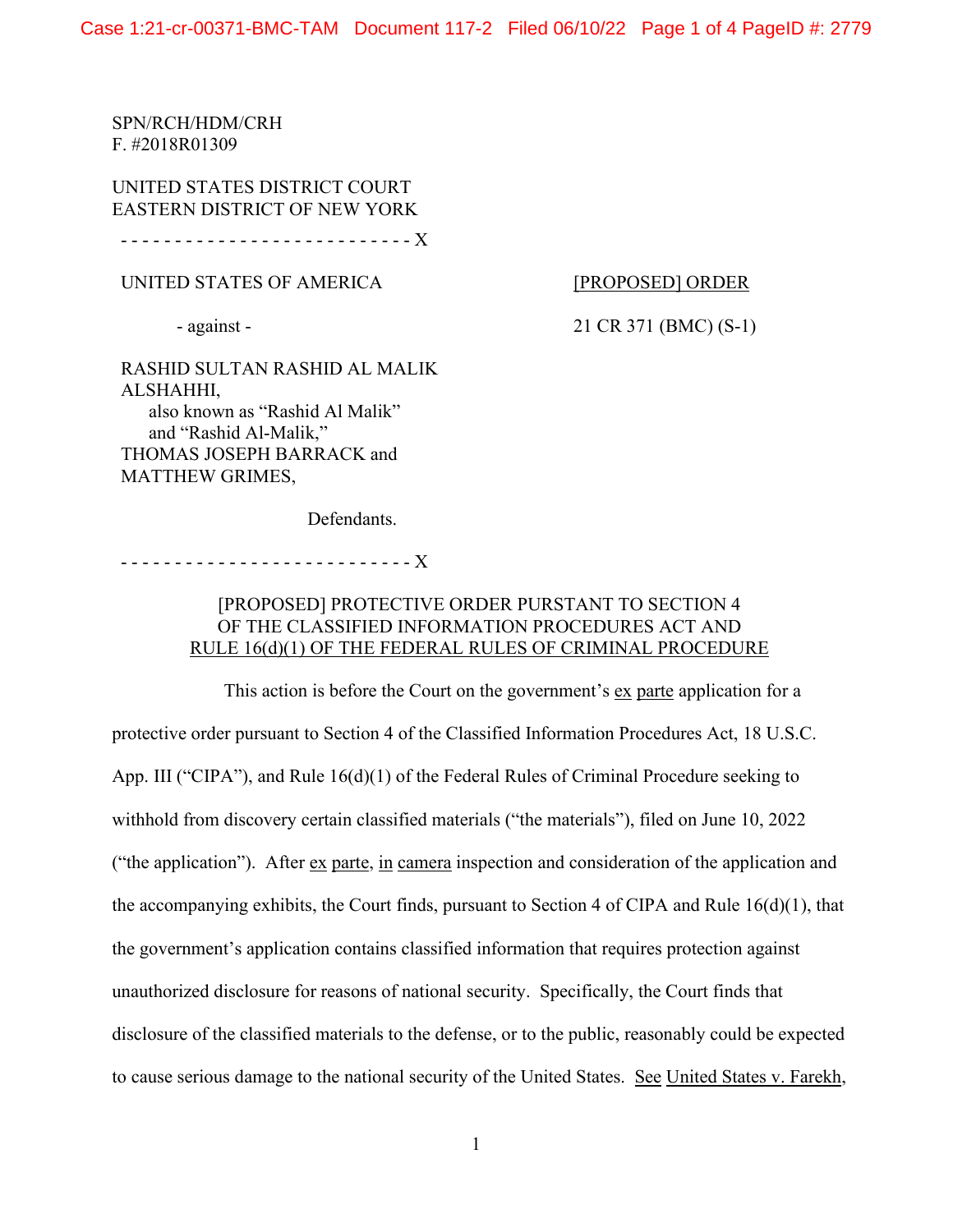SPN/RCH/HDM/CRH
F. #2018R01309

UNITED STATES DISTRICT COURT
EASTERN DISTRICT OF NEW YORK

- - - - - - - - - - - - - - - - - - - - - - - - - - - X

UNITED STATES OF AMERICA

- against -

RASHID SULTAN RASHID AL MALIK ALSHAHHI,
also known as "Rashid Al Malik" and "Rashid Al-Malik,"
THOMAS JOSEPH BARRACK and
MATTHEW GRIMES,

Defendants.

- - - - - - - - - - - - - - - - - - - - - - - - - - - X

[PROPOSED] ORDER

21 CR 371 (BMC) (S-1)

[PROPOSED] PROTECTIVE ORDER PURSTANT TO SECTION 4 OF THE CLASSIFIED INFORMATION PROCEDURES ACT AND RULE 16(d)(1) OF THE FEDERAL RULES OF CRIMINAL PROCEDURE

This action is before the Court on the government's ex parte application for a protective order pursuant to Section 4 of the Classified Information Procedures Act, 18 U.S.C. App. III ("CIPA"), and Rule 16(d)(1) of the Federal Rules of Criminal Procedure seeking to withhold from discovery certain classified materials ("the materials"), filed on June 10, 2022 ("the application"). After ex parte, in camera inspection and consideration of the application and the accompanying exhibits, the Court finds, pursuant to Section 4 of CIPA and Rule 16(d)(1), that the government's application contains classified information that requires protection against unauthorized disclosure for reasons of national security. Specifically, the Court finds that disclosure of the classified materials to the defense, or to the public, reasonably could be expected to cause serious damage to the national security of the United States. See United States v. Farekh,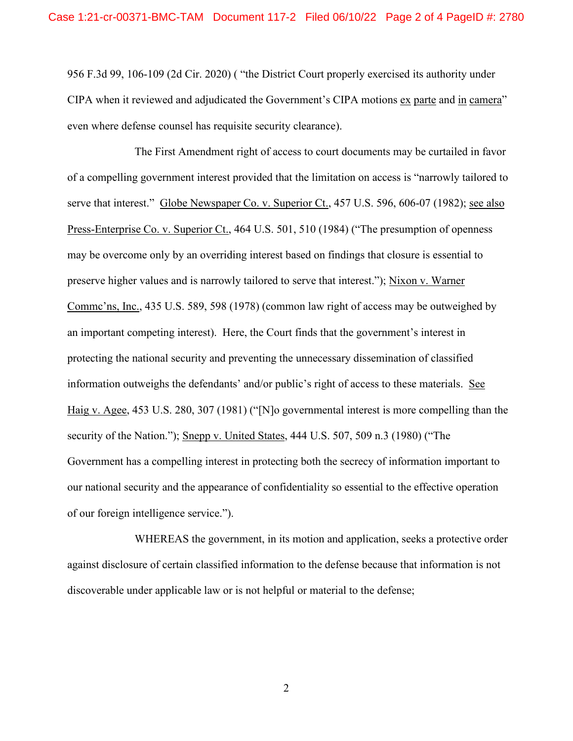956 F.3d 99, 106-109 (2d Cir. 2020) ( "the District Court properly exercised its authority under CIPA when it reviewed and adjudicated the Government's CIPA motions ex parte and in camera" even where defense counsel has requisite security clearance).

The First Amendment right of access to court documents may be curtailed in favor of a compelling government interest provided that the limitation on access is "narrowly tailored to serve that interest." Globe Newspaper Co. v. Superior Ct., 457 U.S. 596, 606-07 (1982); see also Press-Enterprise Co. v. Superior Ct., 464 U.S. 501, 510 (1984) ("The presumption of openness may be overcome only by an overriding interest based on findings that closure is essential to preserve higher values and is narrowly tailored to serve that interest."); Nixon v. Warner Commc'ns, Inc., 435 U.S. 589, 598 (1978) (common law right of access may be outweighed by an important competing interest). Here, the Court finds that the government's interest in protecting the national security and preventing the unnecessary dissemination of classified information outweighs the defendants' and/or public's right of access to these materials. See Haig v. Agee, 453 U.S. 280, 307 (1981) ("[N]o governmental interest is more compelling than the security of the Nation."); Snepp v. United States, 444 U.S. 507, 509 n.3 (1980) ("The Government has a compelling interest in protecting both the secrecy of information important to our national security and the appearance of confidentiality so essential to the effective operation of our foreign intelligence service.").

WHEREAS the government, in its motion and application, seeks a protective order against disclosure of certain classified information to the defense because that information is not discoverable under applicable law or is not helpful or material to the defense;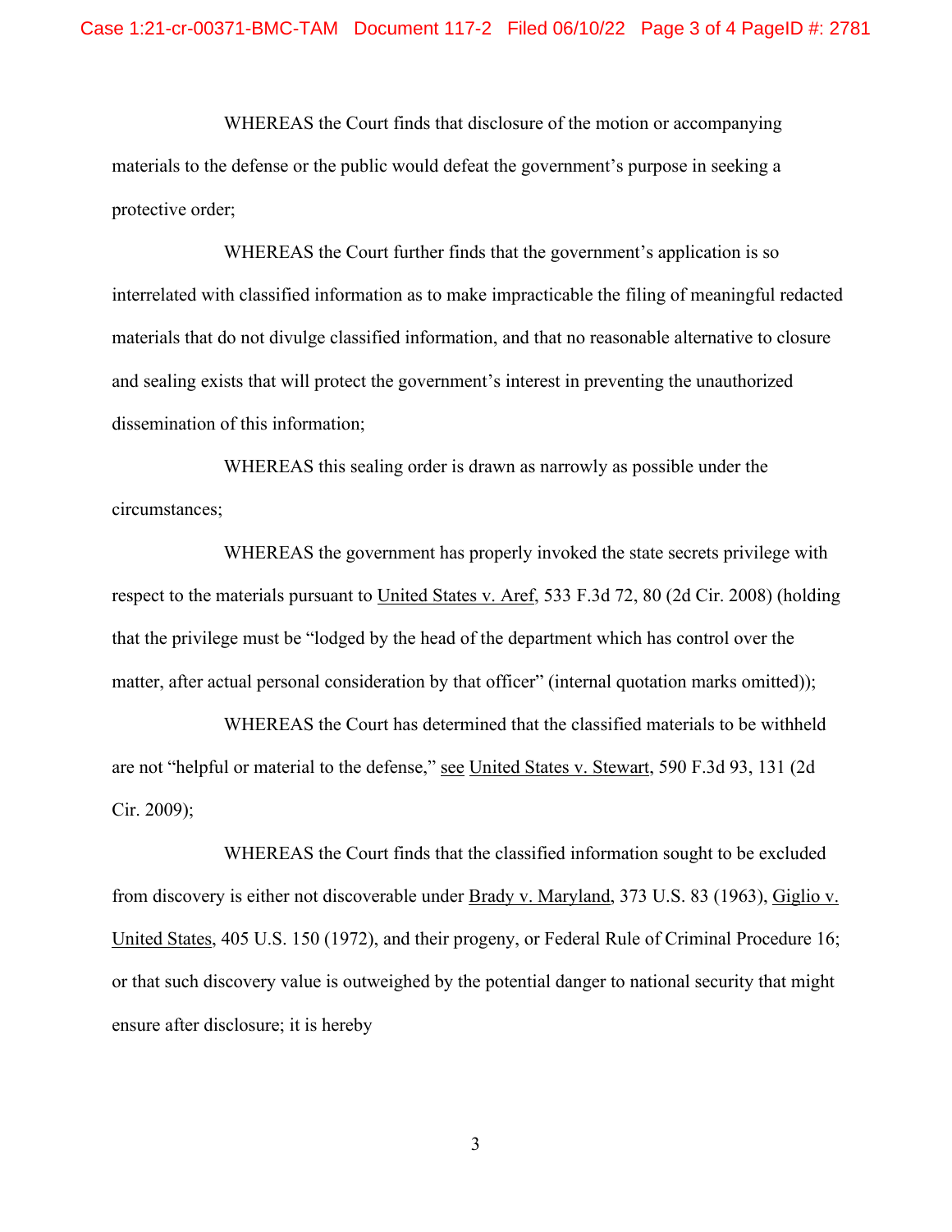WHEREAS the Court finds that disclosure of the motion or accompanying materials to the defense or the public would defeat the government's purpose in seeking a protective order;

WHEREAS the Court further finds that the government's application is so interrelated with classified information as to make impracticable the filing of meaningful redacted materials that do not divulge classified information, and that no reasonable alternative to closure and sealing exists that will protect the government's interest in preventing the unauthorized dissemination of this information;

WHEREAS this sealing order is drawn as narrowly as possible under the circumstances;

WHEREAS the government has properly invoked the state secrets privilege with respect to the materials pursuant to United States v. Aref, 533 F.3d 72, 80 (2d Cir. 2008) (holding that the privilege must be "lodged by the head of the department which has control over the matter, after actual personal consideration by that officer" (internal quotation marks omitted));

WHEREAS the Court has determined that the classified materials to be withheld are not "helpful or material to the defense," see United States v. Stewart, 590 F.3d 93, 131 (2d Cir. 2009);

WHEREAS the Court finds that the classified information sought to be excluded from discovery is either not discoverable under Brady v. Maryland, 373 U.S. 83 (1963), Giglio v. United States, 405 U.S. 150 (1972), and their progeny, or Federal Rule of Criminal Procedure 16; or that such discovery value is outweighed by the potential danger to national security that might ensure after disclosure; it is hereby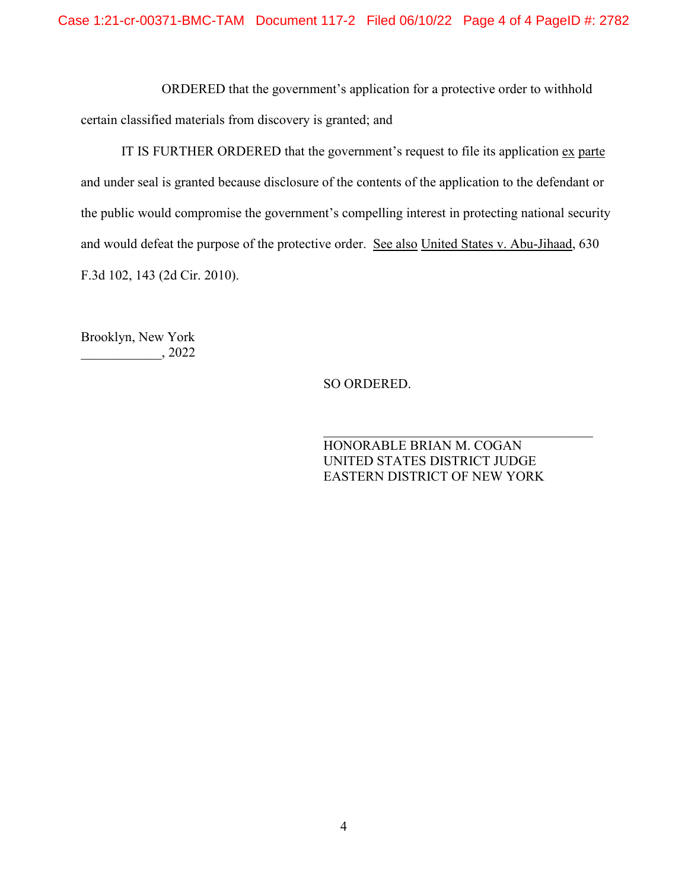ORDERED that the government's application for a protective order to withhold certain classified materials from discovery is granted; and

IT IS FURTHER ORDERED that the government's request to file its application ex parte and under seal is granted because disclosure of the contents of the application to the defendant or the public would compromise the government's compelling interest in protecting national security and would defeat the purpose of the protective order. See also United States v. Abu-Jihaad, 630 F.3d 102, 143 (2d Cir. 2010).

Brooklyn, New York
____________, 2022

SO ORDERED.

______________________________________
HONORABLE BRIAN M. COGAN
UNITED STATES DISTRICT JUDGE
EASTERN DISTRICT OF NEW YORK